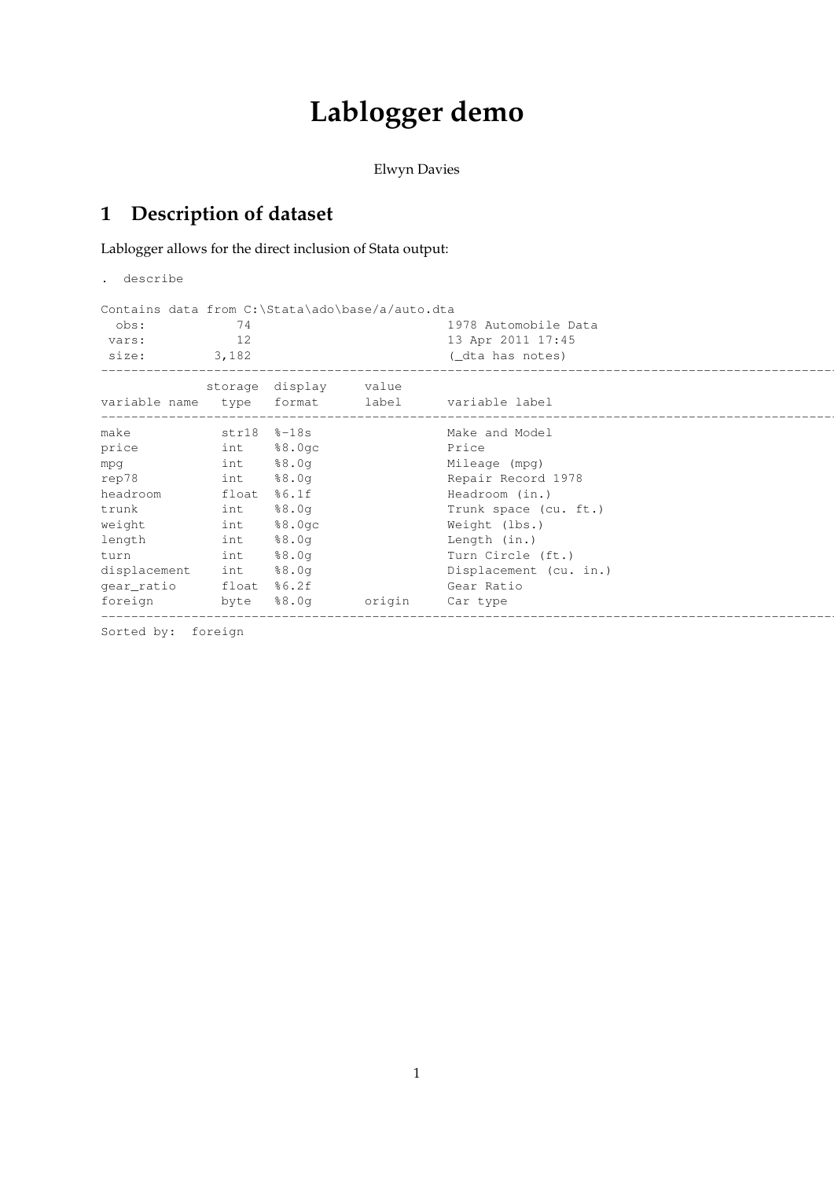# Lablogger demo

Elwyn Davies

## 1 Description of dataset

Lablogger allows for the direct inclusion of Stata output:

```
. describe

Contains data from C:\Stata\ado\base/a/auto.dta
  obs:            74                          1978 Automobile Data
 vars:            12                          13 Apr 2011 17:45
 size:         3,182                          (_dta has notes)
-----------------------------------------------------------------------------------------------------
              storage  display     value
variable name   type   format      label      variable label
-----------------------------------------------------------------------------------------------------
make            str18  %-18s                  Make and Model
price           int    %8.0gc                 Price
mpg             int    %8.0g                  Mileage (mpg)
rep78           int    %8.0g                  Repair Record 1978
headroom        float  %6.1f                  Headroom (in.)
trunk           int    %8.0g                  Trunk space (cu. ft.)
weight          int    %8.0gc                 Weight (lbs.)
length          int    %8.0g                  Length (in.)
turn            int    %8.0g                  Turn Circle (ft.)
displacement    int    %8.0g                  Displacement (cu. in.)
gear_ratio      float  %6.2f                  Gear Ratio
foreign         byte   %8.0g       origin     Car type
-----------------------------------------------------------------------------------------------------
Sorted by:  foreign
```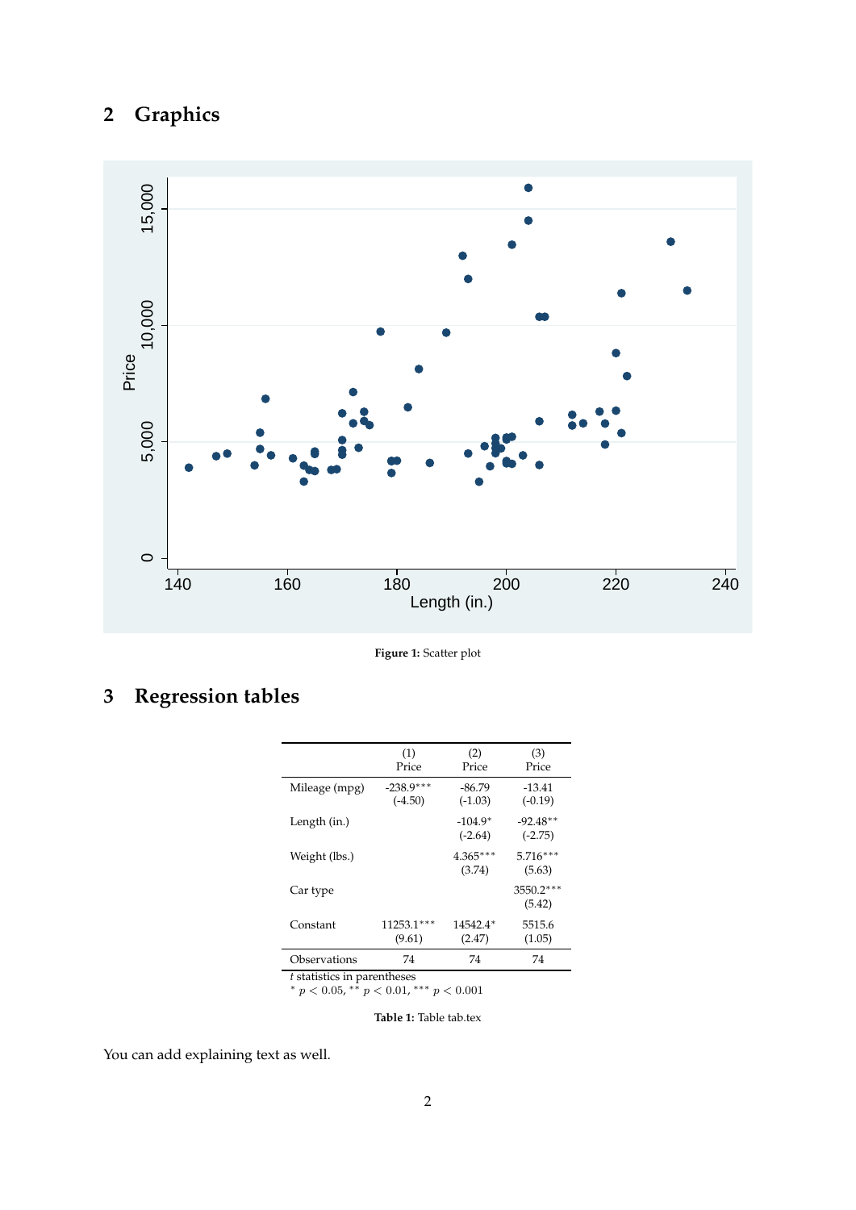## 2 Graphics

15,000
10,000
5,000
0
Price
140
160
180
200
220
240
Length (in.)

**Figure 1:** Scatter plot

## 3 Regression tables

| | (1) Price | (2) Price | (3) Price |
|---|---|---|---|
| Mileage (mpg) | -238.9*** | -86.79 | -13.41 |
| | (-4.50) | (-1.03) | (-0.19) |
| Length (in.) | | -104.9* | -92.48** |
| | | (-2.64) | (-2.75) |
| Weight (lbs.) | | 4.365*** | 5.716*** |
| | | (3.74) | (5.63) |
| Car type | | | 3550.2*** |
| | | | (5.42) |
| Constant | 11253.1*** | 14542.4* | 5515.6 |
| | (9.61) | (2.47) | (1.05) |
| Observations | 74 | 74 | 74 |

*t* statistics in parentheses
* $p < 0.05$, ** $p < 0.01$, *** $p < 0.001$

**Table 1:** Table tab.tex

You can add explaining text as well.